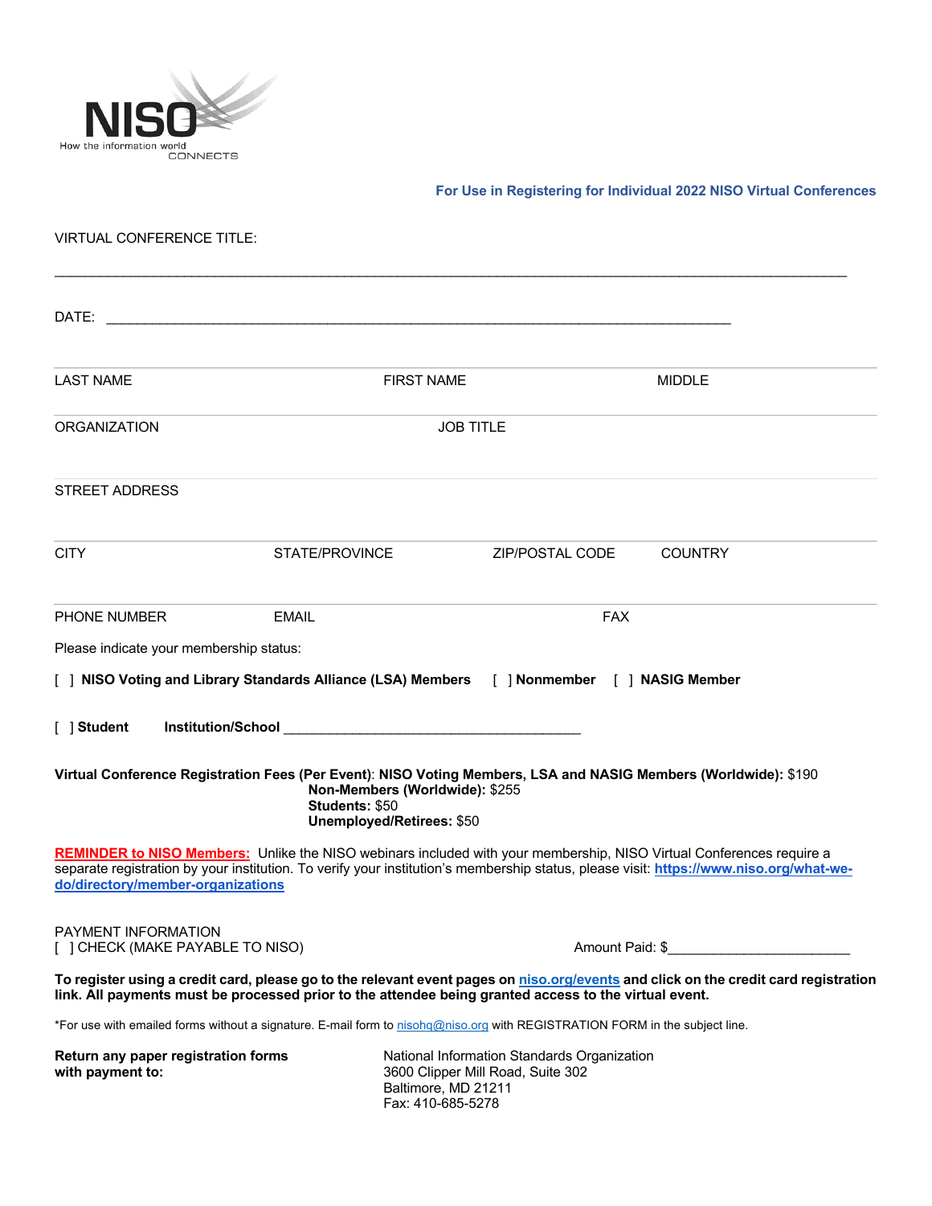NISO
How the information world CONNECTS

**For Use in Registering for Individual 2022 NISO Virtual Conferences**

VIRTUAL CONFERENCE TITLE:

_______________________________________________________________________________________________

DATE: ___________________________________________________________________________

LAST NAME FIRST NAME MIDDLE

ORGANIZATION JOB TITLE

STREET ADDRESS

CITY STATE/PROVINCE ZIP/POSTAL CODE COUNTRY

PHONE NUMBER EMAIL FAX

Please indicate your membership status:

[ ] **NISO Voting and Library Standards Alliance (LSA) Members** [ ] **Nonmember** [ ] **NASIG Member**

[ ] **Student** **Institution/School** ______________________________________

**Virtual Conference Registration Fees (Per Event)**: **NISO Voting Members, LSA and NASIG Members (Worldwide):** $190
**Non-Members (Worldwide):** $255
**Students:** $50
**Unemployed/Retirees:** $50

**REMINDER to NISO Members:** Unlike the NISO webinars included with your membership, NISO Virtual Conferences require a separate registration by your institution. To verify your institution's membership status, please visit: **https://www.niso.org/what-we-do/directory/member-organizations**

PAYMENT INFORMATION
[ ] CHECK (MAKE PAYABLE TO NISO) Amount Paid: $______________________

**To register using a credit card, please go to the relevant event pages on niso.org/events and click on the credit card registration link. All payments must be processed prior to the attendee being granted access to the virtual event.**

*For use with emailed forms without a signature. E-mail form to nisohq@niso.org with REGISTRATION FORM in the subject line.

**Return any paper registration forms with payment to:**

National Information Standards Organization
3600 Clipper Mill Road, Suite 302
Baltimore, MD 21211
Fax: 410-685-5278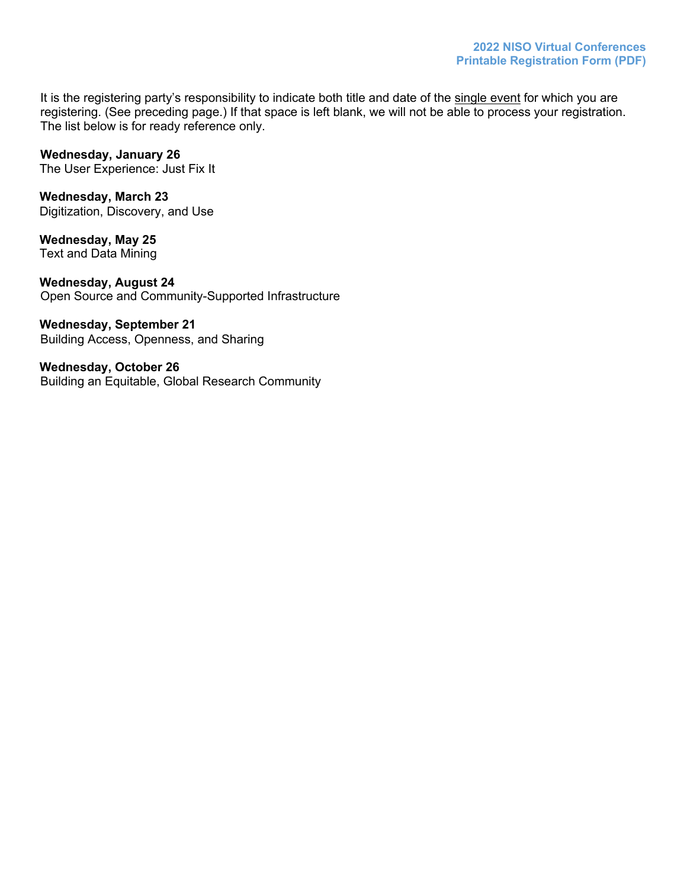It is the registering party's responsibility to indicate both title and date of the single event for which you are registering. (See preceding page.) If that space is left blank, we will not be able to process your registration. The list below is for ready reference only.

**Wednesday, January 26**
The User Experience: Just Fix It

**Wednesday, March 23**
Digitization, Discovery, and Use

**Wednesday, May 25**
Text and Data Mining

**Wednesday, August 24**
Open Source and Community-Supported Infrastructure

**Wednesday, September 21**
Building Access, Openness, and Sharing

**Wednesday, October 26**
Building an Equitable, Global Research Community